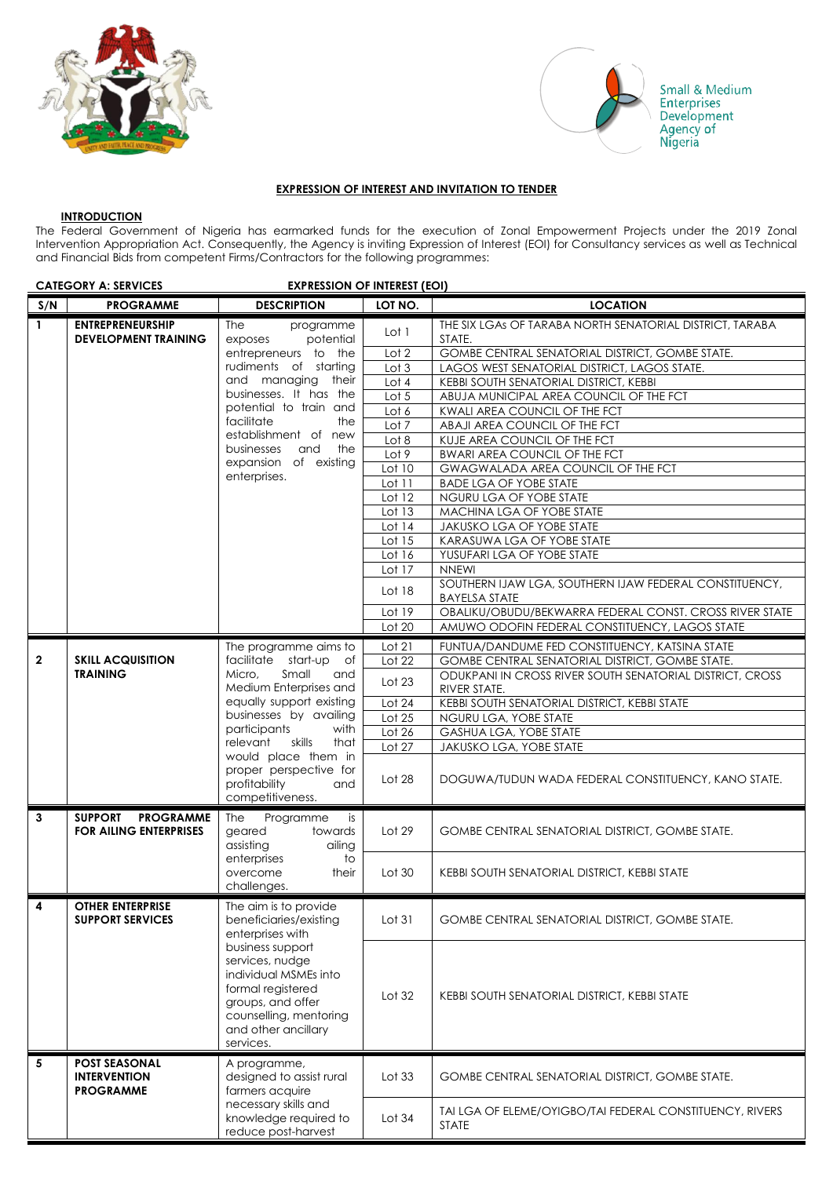Small & Medium Enterprises Development Agency of Nigeria

## EXPRESSION OF INTEREST AND INVITATION TO TENDER

### INTRODUCTION

The Federal Government of Nigeria has earmarked funds for the execution of Zonal Empowerment Projects under the 2019 Zonal Intervention Appropriation Act. Consequently, the Agency is inviting Expression of Interest (EOI) for Consultancy services as well as Technical and Financial Bids from competent Firms/Contractors for the following programmes:

**CATEGORY A: SERVICES** **EXPRESSION OF INTEREST (EOI)**

| S/N | PROGRAMME | DESCRIPTION | LOT NO. | LOCATION |
|---|---|---|---|---|
| 1 | **ENTREPRENEURSHIP DEVELOPMENT TRAINING** | The programme exposes potential entrepreneurs to the rudiments of starting and managing their businesses. It has the potential to train and facilitate the establishment of new businesses and the expansion of existing enterprises. | Lot 1 | THE SIX LGAs OF TARABA NORTH SENATORIAL DISTRICT, TARABA STATE. |
| | | | Lot 2 | GOMBE CENTRAL SENATORIAL DISTRICT, GOMBE STATE. |
| | | | Lot 3 | LAGOS WEST SENATORIAL DISTRICT, LAGOS STATE. |
| | | | Lot 4 | KEBBI SOUTH SENATORIAL DISTRICT, KEBBI |
| | | | Lot 5 | ABUJA MUNICIPAL AREA COUNCIL OF THE FCT |
| | | | Lot 6 | KWALI AREA COUNCIL OF THE FCT |
| | | | Lot 7 | ABAJI AREA COUNCIL OF THE FCT |
| | | | Lot 8 | KUJE AREA COUNCIL OF THE FCT |
| | | | Lot 9 | BWARI AREA COUNCIL OF THE FCT |
| | | | Lot 10 | GWAGWALADA AREA COUNCIL OF THE FCT |
| | | | Lot 11 | BADE LGA OF YOBE STATE |
| | | | Lot 12 | NGURU LGA OF YOBE STATE |
| | | | Lot 13 | MACHINA LGA OF YOBE STATE |
| | | | Lot 14 | JAKUSKO LGA OF YOBE STATE |
| | | | Lot 15 | KARASUWA LGA OF YOBE STATE |
| | | | Lot 16 | YUSUFARI LGA OF YOBE STATE |
| | | | Lot 17 | NNEWI |
| | | | Lot 18 | SOUTHERN IJAW LGA, SOUTHERN IJAW FEDERAL CONSTITUENCY, BAYELSA STATE |
| | | | Lot 19 | OBALIKU/OBUDU/BEKWARRA FEDERAL CONST. CROSS RIVER STATE |
| | | | Lot 20 | AMUWO ODOFIN FEDERAL CONSTITUENCY, LAGOS STATE |
| 2 | **SKILL ACQUISITION TRAINING** | The programme aims to facilitate start-up of Micro, Small and Medium Enterprises and equally support existing businesses by availing participants with relevant skills that would place them in proper perspective for profitability and competitiveness. | Lot 21 | FUNTUA/DANDUME FED CONSTITUENCY, KATSINA STATE |
| | | | Lot 22 | GOMBE CENTRAL SENATORIAL DISTRICT, GOMBE STATE. |
| | | | Lot 23 | ODUKPANI IN CROSS RIVER SOUTH SENATORIAL DISTRICT, CROSS RIVER STATE. |
| | | | Lot 24 | KEBBI SOUTH SENATORIAL DISTRICT, KEBBI STATE |
| | | | Lot 25 | NGURU LGA, YOBE STATE |
| | | | Lot 26 | GASHUA LGA, YOBE STATE |
| | | | Lot 27 | JAKUSKO LGA, YOBE STATE |
| | | | Lot 28 | DOGUWA/TUDUN WADA FEDERAL CONSTITUENCY, KANO STATE. |
| 3 | **SUPPORT PROGRAMME FOR AILING ENTERPRISES** | The Programme is geared towards assisting ailing enterprises to overcome their challenges. | Lot 29 | GOMBE CENTRAL SENATORIAL DISTRICT, GOMBE STATE. |
| | | | Lot 30 | KEBBI SOUTH SENATORIAL DISTRICT, KEBBI STATE |
| 4 | **OTHER ENTERPRISE SUPPORT SERVICES** | The aim is to provide beneficiaries/existing enterprises with business support services, nudge individual MSMEs into formal registered groups, and offer counselling, mentoring and other ancillary services. | Lot 31 | GOMBE CENTRAL SENATORIAL DISTRICT, GOMBE STATE. |
| | | | Lot 32 | KEBBI SOUTH SENATORIAL DISTRICT, KEBBI STATE |
| 5 | **POST SEASONAL INTERVENTION PROGRAMME** | A programme, designed to assist rural farmers acquire necessary skills and knowledge required to reduce post-harvest | Lot 33 | GOMBE CENTRAL SENATORIAL DISTRICT, GOMBE STATE. |
| | | | Lot 34 | TAI LGA OF ELEME/OYIGBO/TAI FEDERAL CONSTITUENCY, RIVERS STATE |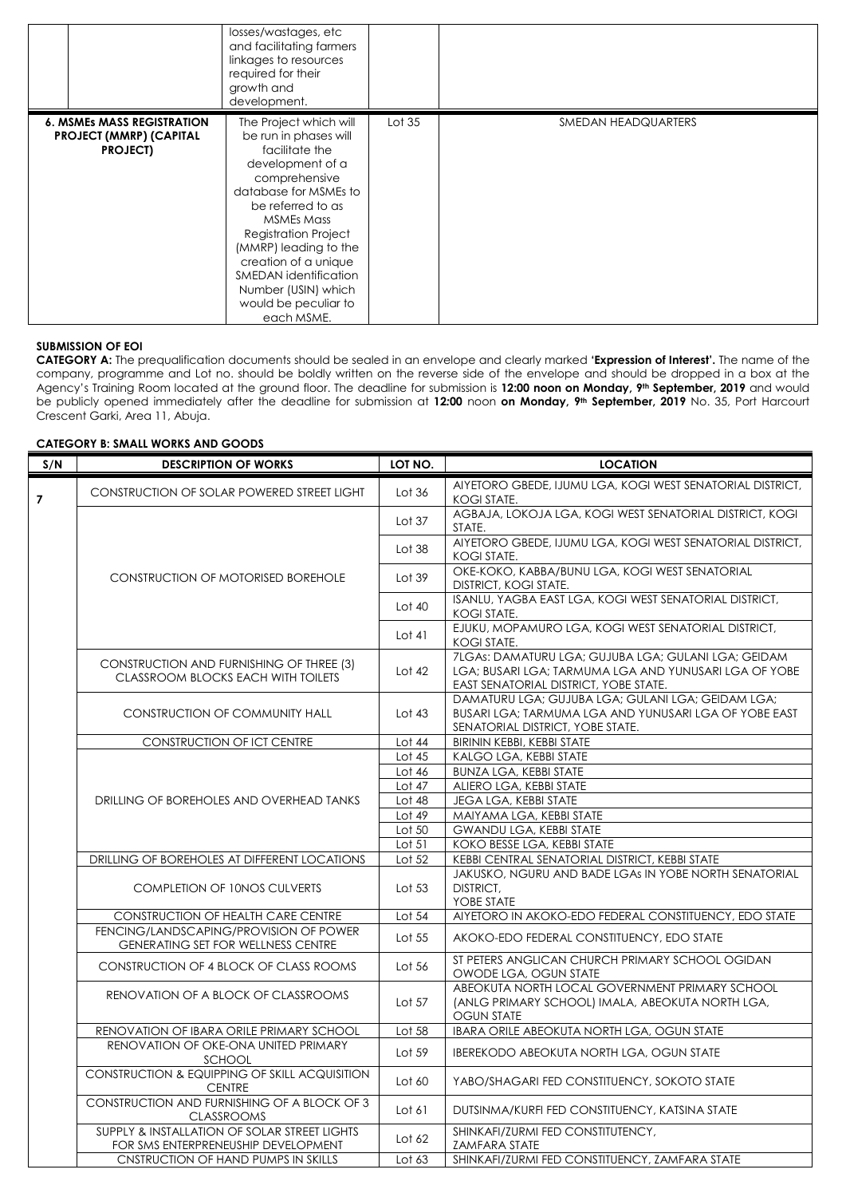| | | losses/wastages, etc and facilitating farmers linkages to resources required for their growth and development. | | |
|---|---|---|---|---|
| **6. MSMEs MASS REGISTRATION PROJECT (MMRP) (CAPITAL PROJECT)** | | The Project which will be run in phases will facilitate the development of a comprehensive database for MSMEs to be referred to as MSMEs Mass Registration Project (MMRP) leading to the creation of a unique SMEDAN identification Number (USIN) which would be peculiar to each MSME. | Lot 35 | SMEDAN HEADQUARTERS |

**SUBMISSION OF EOI**

**CATEGORY A:** The prequalification documents should be sealed in an envelope and clearly marked **'Expression of Interest'.** The name of the company, programme and Lot no. should be boldly written on the reverse side of the envelope and should be dropped in a box at the Agency's Training Room located at the ground floor. The deadline for submission is **12:00 noon on Monday, 9th September, 2019** and would be publicly opened immediately after the deadline for submission at **12:00** noon **on Monday, 9th September, 2019** No. 35, Port Harcourt Crescent Garki, Area 11, Abuja.

**CATEGORY B: SMALL WORKS AND GOODS**

| S/N | DESCRIPTION OF WORKS | LOT NO. | LOCATION |
|---|---|---|---|
| 7 | CONSTRUCTION OF SOLAR POWERED STREET LIGHT | Lot 36 | AIYETORO GBEDE, IJUMU LGA, KOGI WEST SENATORIAL DISTRICT, KOGI STATE. |
| | CONSTRUCTION OF MOTORISED BOREHOLE | Lot 37 | AGBAJA, LOKOJA LGA, KOGI WEST SENATORIAL DISTRICT, KOGI STATE. |
| | | Lot 38 | AIYETORO GBEDE, IJUMU LGA, KOGI WEST SENATORIAL DISTRICT, KOGI STATE. |
| | | Lot 39 | OKE-KOKO, KABBA/BUNU LGA, KOGI WEST SENATORIAL DISTRICT, KOGI STATE. |
| | | Lot 40 | ISANLU, YAGBA EAST LGA, KOGI WEST SENATORIAL DISTRICT, KOGI STATE. |
| | | Lot 41 | EJUKU, MOPAMURO LGA, KOGI WEST SENATORIAL DISTRICT, KOGI STATE. |
| | CONSTRUCTION AND FURNISHING OF THREE (3) CLASSROOM BLOCKS EACH WITH TOILETS | Lot 42 | 7LGAs: DAMATURU LGA; GUJUBA LGA; GULANI LGA; GEIDAM LGA; BUSARI LGA; TARMUMA LGA AND YUNUSARI LGA OF YOBE EAST SENATORIAL DISTRICT, YOBE STATE. |
| | CONSTRUCTION OF COMMUNITY HALL | Lot 43 | DAMATURU LGA; GUJUBA LGA; GULANI LGA; GEIDAM LGA; BUSARI LGA; TARMUMA LGA AND YUNUSARI LGA OF YOBE EAST SENATORIAL DISTRICT, YOBE STATE. |
| | CONSTRUCTION OF ICT CENTRE | Lot 44 | BIRININ KEBBI, KEBBI STATE |
| | DRILLING OF BOREHOLES AND OVERHEAD TANKS | Lot 45 | KALGO LGA, KEBBI STATE |
| | | Lot 46 | BUNZA LGA, KEBBI STATE |
| | | Lot 47 | ALIERO LGA, KEBBI STATE |
| | | Lot 48 | JEGA LGA, KEBBI STATE |
| | | Lot 49 | MAIYAMA LGA, KEBBI STATE |
| | | Lot 50 | GWANDU LGA, KEBBI STATE |
| | | Lot 51 | KOKO BESSE LGA, KEBBI STATE |
| | DRILLING OF BOREHOLES AT DIFFERENT LOCATIONS | Lot 52 | KEBBI CENTRAL SENATORIAL DISTRICT, KEBBI STATE |
| | COMPLETION OF 10NOS CULVERTS | Lot 53 | JAKUSKO, NGURU AND BADE LGAs IN YOBE NORTH SENATORIAL DISTRICT, YOBE STATE |
| | CONSTRUCTION OF HEALTH CARE CENTRE | Lot 54 | AIYETORO IN AKOKO-EDO FEDERAL CONSTITUENCY, EDO STATE |
| | FENCING/LANDSCAPING/PROVISION OF POWER GENERATING SET FOR WELLNESS CENTRE | Lot 55 | AKOKO-EDO FEDERAL CONSTITUENCY, EDO STATE |
| | CONSTRUCTION OF 4 BLOCK OF CLASS ROOMS | Lot 56 | ST PETERS ANGLICAN CHURCH PRIMARY SCHOOL OGIDAN OWODE LGA, OGUN STATE |
| | RENOVATION OF A BLOCK OF CLASSROOMS | Lot 57 | ABEOKUTA NORTH LOCAL GOVERNMENT PRIMARY SCHOOL (ANLG PRIMARY SCHOOL) IMALA, ABEOKUTA NORTH LGA, OGUN STATE |
| | RENOVATION OF IBARA ORILE PRIMARY SCHOOL | Lot 58 | IBARA ORILE ABEOKUTA NORTH LGA, OGUN STATE |
| | RENOVATION OF OKE-ONA UNITED PRIMARY SCHOOL | Lot 59 | IBEREKODO ABEOKUTA NORTH LGA, OGUN STATE |
| | CONSTRUCTION & EQUIPPING OF SKILL ACQUISITION CENTRE | Lot 60 | YABO/SHAGARI FED CONSTITUENCY, SOKOTO STATE |
| | CONSTRUCTION AND FURNISHING OF A BLOCK OF 3 CLASSROOMS | Lot 61 | DUTSINMA/KURFI FED CONSTITUENCY, KATSINA STATE |
| | SUPPLY & INSTALLATION OF SOLAR STREET LIGHTS FOR SMS ENTERPRENEUSHIP DEVELOPMENT | Lot 62 | SHINKAFI/ZURMI FED CONSTITUTENCY, ZAMFARA STATE |
| | CNSTRUCTION OF HAND PUMPS IN SKILLS | Lot 63 | SHINKAFI/ZURMI FED CONSTITUENCY, ZAMFARA STATE |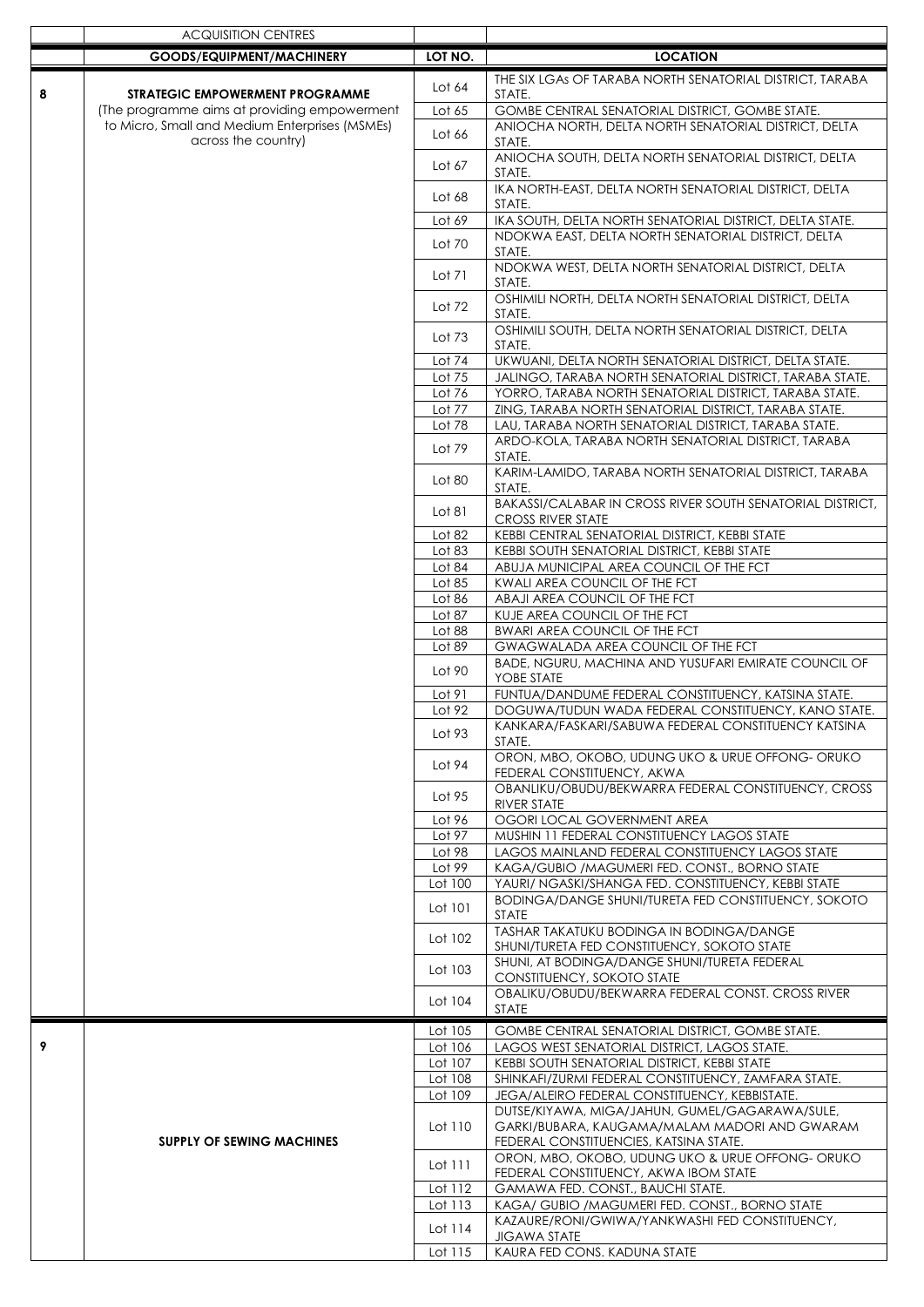| | ACQUISITION CENTRES | | |
|---|---|---|---|
| | **GOODS/EQUIPMENT/MACHINERY** | **LOT NO.** | **LOCATION** |
| **8** | **STRATEGIC EMPOWERMENT PROGRAMME** (The programme aims at providing empowerment to Micro, Small and Medium Enterprises (MSMEs) across the country) | Lot 64 | THE SIX LGAs OF TARABA NORTH SENATORIAL DISTRICT, TARABA STATE. |
| | | Lot 65 | GOMBE CENTRAL SENATORIAL DISTRICT, GOMBE STATE. |
| | | Lot 66 | ANIOCHA NORTH, DELTA NORTH SENATORIAL DISTRICT, DELTA STATE. |
| | | Lot 67 | ANIOCHA SOUTH, DELTA NORTH SENATORIAL DISTRICT, DELTA STATE. |
| | | Lot 68 | IKA NORTH-EAST, DELTA NORTH SENATORIAL DISTRICT, DELTA STATE. |
| | | Lot 69 | IKA SOUTH, DELTA NORTH SENATORIAL DISTRICT, DELTA STATE. |
| | | Lot 70 | NDOKWA EAST, DELTA NORTH SENATORIAL DISTRICT, DELTA STATE. |
| | | Lot 71 | NDOKWA WEST, DELTA NORTH SENATORIAL DISTRICT, DELTA STATE. |
| | | Lot 72 | OSHIMILI NORTH, DELTA NORTH SENATORIAL DISTRICT, DELTA STATE. |
| | | Lot 73 | OSHIMILI SOUTH, DELTA NORTH SENATORIAL DISTRICT, DELTA STATE. |
| | | Lot 74 | UKWUANI, DELTA NORTH SENATORIAL DISTRICT, DELTA STATE. |
| | | Lot 75 | JALINGO, TARABA NORTH SENATORIAL DISTRICT, TARABA STATE. |
| | | Lot 76 | YORRO, TARABA NORTH SENATORIAL DISTRICT, TARABA STATE. |
| | | Lot 77 | ZING, TARABA NORTH SENATORIAL DISTRICT, TARABA STATE. |
| | | Lot 78 | LAU, TARABA NORTH SENATORIAL DISTRICT, TARABA STATE. |
| | | Lot 79 | ARDO-KOLA, TARABA NORTH SENATORIAL DISTRICT, TARABA STATE. |
| | | Lot 80 | KARIM-LAMIDO, TARABA NORTH SENATORIAL DISTRICT, TARABA STATE. |
| | | Lot 81 | BAKASSI/CALABAR IN CROSS RIVER SOUTH SENATORIAL DISTRICT, CROSS RIVER STATE |
| | | Lot 82 | KEBBI CENTRAL SENATORIAL DISTRICT, KEBBI STATE |
| | | Lot 83 | KEBBI SOUTH SENATORIAL DISTRICT, KEBBI STATE |
| | | Lot 84 | ABUJA MUNICIPAL AREA COUNCIL OF THE FCT |
| | | Lot 85 | KWALI AREA COUNCIL OF THE FCT |
| | | Lot 86 | ABAJI AREA COUNCIL OF THE FCT |
| | | Lot 87 | KUJE AREA COUNCIL OF THE FCT |
| | | Lot 88 | BWARI AREA COUNCIL OF THE FCT |
| | | Lot 89 | GWAGWALADA AREA COUNCIL OF THE FCT |
| | | Lot 90 | BADE, NGURU, MACHINA AND YUSUFARI EMIRATE COUNCIL OF YOBE STATE |
| | | Lot 91 | FUNTUA/DANDUME FEDERAL CONSTITUENCY, KATSINA STATE. |
| | | Lot 92 | DOGUWA/TUDUN WADA FEDERAL CONSTITUENCY, KANO STATE. |
| | | Lot 93 | KANKARA/FASKARI/SABUWA FEDERAL CONSTITUENCY KATSINA STATE. |
| | | Lot 94 | ORON, MBO, OKOBO, UDUNG UKO & URUE OFFONG- ORUKO FEDERAL CONSTITUENCY, AKWA |
| | | Lot 95 | OBANLIKU/OBUDU/BEKWARRA FEDERAL CONSTITUENCY, CROSS RIVER STATE |
| | | Lot 96 | OGORI LOCAL GOVERNMENT AREA |
| | | Lot 97 | MUSHIN 11 FEDERAL CONSTITUENCY LAGOS STATE |
| | | Lot 98 | LAGOS MAINLAND FEDERAL CONSTITUENCY LAGOS STATE |
| | | Lot 99 | KAGA/GUBIO /MAGUMERI FED. CONST., BORNO STATE |
| | | Lot 100 | YAURI/ NGASKI/SHANGA FED. CONSTITUENCY, KEBBI STATE |
| | | Lot 101 | BODINGA/DANGE SHUNI/TURETA FED CONSTITUENCY, SOKOTO STATE |
| | | Lot 102 | TASHAR TAKATUKU BODINGA IN BODINGA/DANGE SHUNI/TURETA FED CONSTITUENCY, SOKOTO STATE |
| | | Lot 103 | SHUNI, AT BODINGA/DANGE SHUNI/TURETA FEDERAL CONSTITUENCY, SOKOTO STATE |
| | | Lot 104 | OBALIKU/OBUDU/BEKWARRA FEDERAL CONST. CROSS RIVER STATE |
| **9** | **SUPPLY OF SEWING MACHINES** | Lot 105 | GOMBE CENTRAL SENATORIAL DISTRICT, GOMBE STATE. |
| | | Lot 106 | LAGOS WEST SENATORIAL DISTRICT, LAGOS STATE. |
| | | Lot 107 | KEBBI SOUTH SENATORIAL DISTRICT, KEBBI STATE |
| | | Lot 108 | SHINKAFI/ZURMI FEDERAL CONSTITUENCY, ZAMFARA STATE. |
| | | Lot 109 | JEGA/ALEIRO FEDERAL CONSTITUENCY, KEBBISTATE. |
| | | Lot 110 | DUTSE/KIYAWA, MIGA/JAHUN, GUMEL/GAGARAWA/SULE, GARKI/BUBARA, KAUGAMA/MALAM MADORI AND GWARAM FEDERAL CONSTITUENCIES, KATSINA STATE. |
| | | Lot 111 | ORON, MBO, OKOBO, UDUNG UKO & URUE OFFONG- ORUKO FEDERAL CONSTITUENCY, AKWA IBOM STATE |
| | | Lot 112 | GAMAWA FED. CONST., BAUCHI STATE. |
| | | Lot 113 | KAGA/ GUBIO /MAGUMERI FED. CONST., BORNO STATE |
| | | Lot 114 | KAZAURE/RONI/GWIWA/YANKWASHI FED CONSTITUENCY, JIGAWA STATE |
| | | Lot 115 | KAURA FED CONS. KADUNA STATE |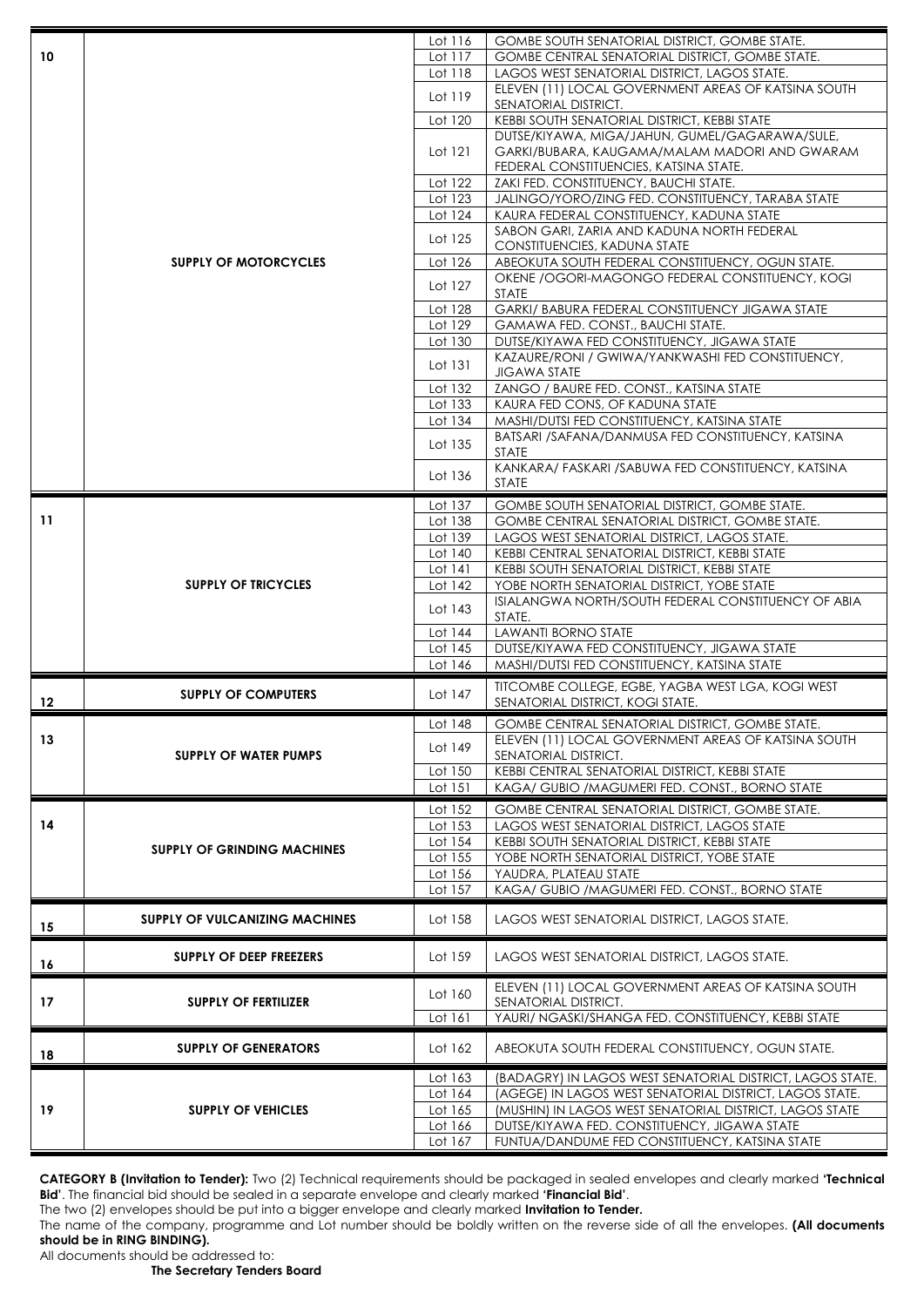| | | | |
|---|---|---|---|
| 10 | SUPPLY OF MOTORCYCLES | Lot 116 | GOMBE SOUTH SENATORIAL DISTRICT, GOMBE STATE. |
| | | Lot 117 | GOMBE CENTRAL SENATORIAL DISTRICT, GOMBE STATE. |
| | | Lot 118 | LAGOS WEST SENATORIAL DISTRICT, LAGOS STATE. |
| | | Lot 119 | ELEVEN (11) LOCAL GOVERNMENT AREAS OF KATSINA SOUTH SENATORIAL DISTRICT. |
| | | Lot 120 | KEBBI SOUTH SENATORIAL DISTRICT, KEBBI STATE |
| | | Lot 121 | DUTSE/KIYAWA, MIGA/JAHUN, GUMEL/GAGARAWA/SULE, GARKI/BUBARA, KAUGAMA/MALAM MADORI AND GWARAM FEDERAL CONSTITUENCIES, KATSINA STATE. |
| | | Lot 122 | ZAKI FED. CONSTITUENCY, BAUCHI STATE. |
| | | Lot 123 | JALINGO/YORO/ZING FED. CONSTITUENCY, TARABA STATE |
| | | Lot 124 | KAURA FEDERAL CONSTITUENCY, KADUNA STATE |
| | | Lot 125 | SABON GARI, ZARIA AND KADUNA NORTH FEDERAL CONSTITUENCIES, KADUNA STATE |
| | | Lot 126 | ABEOKUTA SOUTH FEDERAL CONSTITUENCY, OGUN STATE. |
| | | Lot 127 | OKENE /OGORI-MAGONGO FEDERAL CONSTITUENCY, KOGI STATE |
| | | Lot 128 | GARKI/ BABURA FEDERAL CONSTITUENCY JIGAWA STATE |
| | | Lot 129 | GAMAWA FED. CONST., BAUCHI STATE. |
| | | Lot 130 | DUTSE/KIYAWA FED CONSTITUENCY, JIGAWA STATE |
| | | Lot 131 | KAZAURE/RONI / GWIWA/YANKWASHI FED CONSTITUENCY, JIGAWA STATE |
| | | Lot 132 | ZANGO / BAURE FED. CONST., KATSINA STATE |
| | | Lot 133 | KAURA FED CONS, OF KADUNA STATE |
| | | Lot 134 | MASHI/DUTSI FED CONSTITUENCY, KATSINA STATE |
| | | Lot 135 | BATSARI /SAFANA/DANMUSA FED CONSTITUENCY, KATSINA STATE |
| | | Lot 136 | KANKARA/ FASKARI /SABUWA FED CONSTITUENCY, KATSINA STATE |
| 11 | SUPPLY OF TRICYCLES | Lot 137 | GOMBE SOUTH SENATORIAL DISTRICT, GOMBE STATE. |
| | | Lot 138 | GOMBE CENTRAL SENATORIAL DISTRICT, GOMBE STATE. |
| | | Lot 139 | LAGOS WEST SENATORIAL DISTRICT, LAGOS STATE. |
| | | Lot 140 | KEBBI CENTRAL SENATORIAL DISTRICT, KEBBI STATE |
| | | Lot 141 | KEBBI SOUTH SENATORIAL DISTRICT, KEBBI STATE |
| | | Lot 142 | YOBE NORTH SENATORIAL DISTRICT, YOBE STATE |
| | | Lot 143 | ISIALANGWA NORTH/SOUTH FEDERAL CONSTITUENCY OF ABIA STATE. |
| | | Lot 144 | LAWANTI BORNO STATE |
| | | Lot 145 | DUTSE/KIYAWA FED CONSTITUENCY, JIGAWA STATE |
| | | Lot 146 | MASHI/DUTSI FED CONSTITUENCY, KATSINA STATE |
| 12 | SUPPLY OF COMPUTERS | Lot 147 | TITCOMBE COLLEGE, EGBE, YAGBA WEST LGA, KOGI WEST SENATORIAL DISTRICT, KOGI STATE. |
| 13 | SUPPLY OF WATER PUMPS | Lot 148 | GOMBE CENTRAL SENATORIAL DISTRICT, GOMBE STATE. |
| | | Lot 149 | ELEVEN (11) LOCAL GOVERNMENT AREAS OF KATSINA SOUTH SENATORIAL DISTRICT. |
| | | Lot 150 | KEBBI CENTRAL SENATORIAL DISTRICT, KEBBI STATE |
| | | Lot 151 | KAGA/ GUBIO /MAGUMERI FED. CONST., BORNO STATE |
| 14 | SUPPLY OF GRINDING MACHINES | Lot 152 | GOMBE CENTRAL SENATORIAL DISTRICT, GOMBE STATE. |
| | | Lot 153 | LAGOS WEST SENATORIAL DISTRICT, LAGOS STATE |
| | | Lot 154 | KEBBI SOUTH SENATORIAL DISTRICT, KEBBI STATE |
| | | Lot 155 | YOBE NORTH SENATORIAL DISTRICT, YOBE STATE |
| | | Lot 156 | YAUDRA, PLATEAU STATE |
| | | Lot 157 | KAGA/ GUBIO /MAGUMERI FED. CONST., BORNO STATE |
| 15 | SUPPLY OF VULCANIZING MACHINES | Lot 158 | LAGOS WEST SENATORIAL DISTRICT, LAGOS STATE. |
| 16 | SUPPLY OF DEEP FREEZERS | Lot 159 | LAGOS WEST SENATORIAL DISTRICT, LAGOS STATE. |
| 17 | SUPPLY OF FERTILIZER | Lot 160 | ELEVEN (11) LOCAL GOVERNMENT AREAS OF KATSINA SOUTH SENATORIAL DISTRICT. |
| | | Lot 161 | YAURI/ NGASKI/SHANGA FED. CONSTITUENCY, KEBBI STATE |
| 18 | SUPPLY OF GENERATORS | Lot 162 | ABEOKUTA SOUTH FEDERAL CONSTITUENCY, OGUN STATE. |
| 19 | SUPPLY OF VEHICLES | Lot 163 | (BADAGRY) IN LAGOS WEST SENATORIAL DISTRICT, LAGOS STATE. |
| | | Lot 164 | (AGEGE) IN LAGOS WEST SENATORIAL DISTRICT, LAGOS STATE. |
| | | Lot 165 | (MUSHIN) IN LAGOS WEST SENATORIAL DISTRICT, LAGOS STATE |
| | | Lot 166 | DUTSE/KIYAWA FED. CONSTITUENCY, JIGAWA STATE |
| | | Lot 167 | FUNTUA/DANDUME FED CONSTITUENCY, KATSINA STATE |

**CATEGORY B (Invitation to Tender):** Two (2) Technical requirements should be packaged in sealed envelopes and clearly marked **'Technical Bid'**. The financial bid should be sealed in a separate envelope and clearly marked **'Financial Bid'**.

The two (2) envelopes should be put into a bigger envelope and clearly marked **Invitation to Tender.**

The name of the company, programme and Lot number should be boldly written on the reverse side of all the envelopes. **(All documents should be in RING BINDING).**

All documents should be addressed to:

**The Secretary Tenders Board**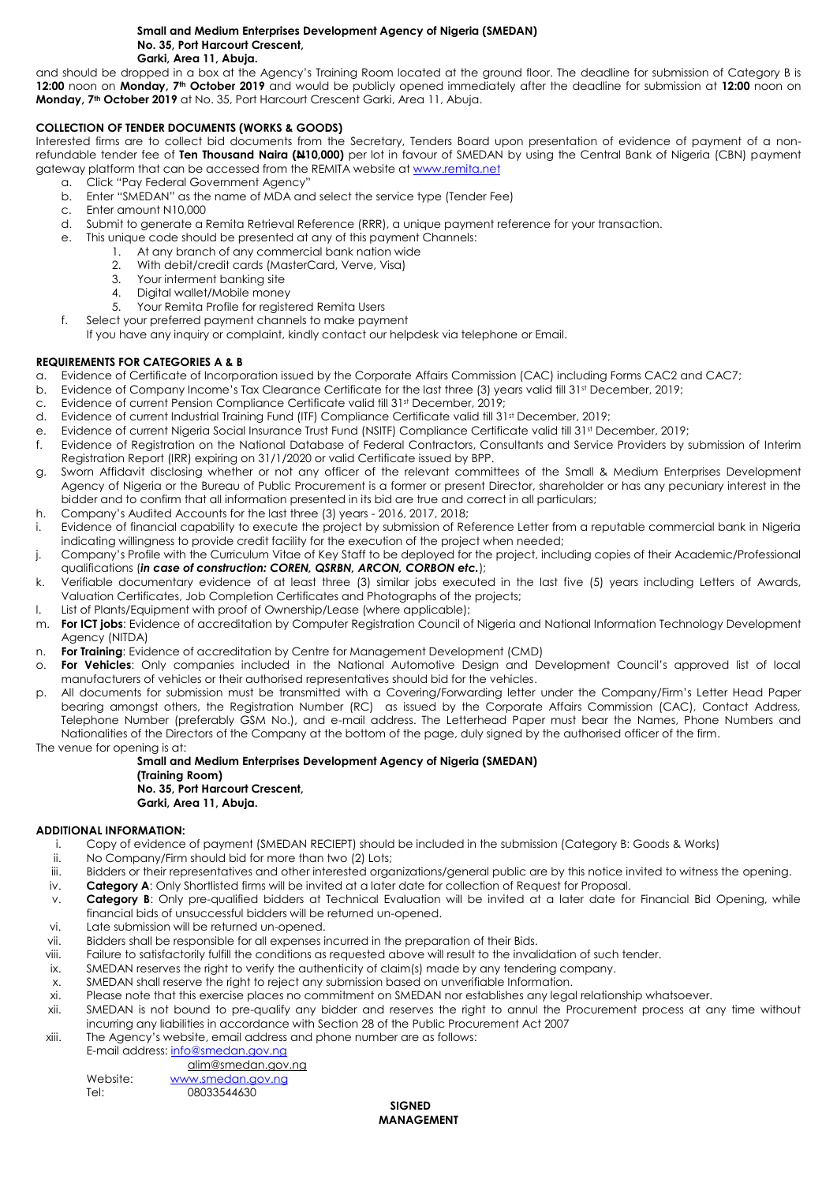**Small and Medium Enterprises Development Agency of Nigeria (SMEDAN)**
**No. 35, Port Harcourt Crescent,**
**Garki, Area 11, Abuja.**

and should be dropped in a box at the Agency's Training Room located at the ground floor. The deadline for submission of Category B is **12:00** noon on **Monday, 7th October 2019** and would be publicly opened immediately after the deadline for submission at **12:00** noon on **Monday, 7th October 2019** at No. 35, Port Harcourt Crescent Garki, Area 11, Abuja.

## COLLECTION OF TENDER DOCUMENTS (WORKS & GOODS)

Interested firms are to collect bid documents from the Secretary, Tenders Board upon presentation of evidence of payment of a non-refundable tender fee of **Ten Thousand Naira (₦10,000)** per lot in favour of SMEDAN by using the Central Bank of Nigeria (CBN) payment gateway platform that can be accessed from the REMITA website at www.remita.net

a. Click "Pay Federal Government Agency"
b. Enter "SMEDAN" as the name of MDA and select the service type (Tender Fee)
c. Enter amount N10,000
d. Submit to generate a Remita Retrieval Reference (RRR), a unique payment reference for your transaction.
e. This unique code should be presented at any of this payment Channels:
   1. At any branch of any commercial bank nation wide
   2. With debit/credit cards (MasterCard, Verve, Visa)
   3. Your interment banking site
   4. Digital wallet/Mobile money
   5. Your Remita Profile for registered Remita Users
f. Select your preferred payment channels to make payment
   If you have any inquiry or complaint, kindly contact our helpdesk via telephone or Email.

## REQUIREMENTS FOR CATEGORIES A & B

a. Evidence of Certificate of Incorporation issued by the Corporate Affairs Commission (CAC) including Forms CAC2 and CAC7;
b. Evidence of Company Income's Tax Clearance Certificate for the last three (3) years valid till 31st December, 2019;
c. Evidence of current Pension Compliance Certificate valid till 31st December, 2019;
d. Evidence of current Industrial Training Fund (ITF) Compliance Certificate valid till 31st December, 2019;
e. Evidence of current Nigeria Social Insurance Trust Fund (NSITF) Compliance Certificate valid till 31st December, 2019;
f. Evidence of Registration on the National Database of Federal Contractors, Consultants and Service Providers by submission of Interim Registration Report (IRR) expiring on 31/1/2020 or valid Certificate issued by BPP.
g. Sworn Affidavit disclosing whether or not any officer of the relevant committees of the Small & Medium Enterprises Development Agency of Nigeria or the Bureau of Public Procurement is a former or present Director, shareholder or has any pecuniary interest in the bidder and to confirm that all information presented in its bid are true and correct in all particulars;
h. Company's Audited Accounts for the last three (3) years - 2016, 2017, 2018;
i. Evidence of financial capability to execute the project by submission of Reference Letter from a reputable commercial bank in Nigeria indicating willingness to provide credit facility for the execution of the project when needed;
j. Company's Profile with the Curriculum Vitae of Key Staff to be deployed for the project, including copies of their Academic/Professional qualifications (***in case of construction: COREN, QSRBN, ARCON, CORBON etc.***);
k. Verifiable documentary evidence of at least three (3) similar jobs executed in the last five (5) years including Letters of Awards, Valuation Certificates, Job Completion Certificates and Photographs of the projects;
l. List of Plants/Equipment with proof of Ownership/Lease (where applicable);
m. **For ICT jobs**: Evidence of accreditation by Computer Registration Council of Nigeria and National Information Technology Development Agency (NITDA)
n. **For Training**: Evidence of accreditation by Centre for Management Development (CMD)
o. **For Vehicles**: Only companies included in the National Automotive Design and Development Council's approved list of local manufacturers of vehicles or their authorised representatives should bid for the vehicles.
p. All documents for submission must be transmitted with a Covering/Forwarding letter under the Company/Firm's Letter Head Paper bearing amongst others, the Registration Number (RC) as issued by the Corporate Affairs Commission (CAC), Contact Address, Telephone Number (preferably GSM No.), and e-mail address. The Letterhead Paper must bear the Names, Phone Numbers and Nationalities of the Directors of the Company at the bottom of the page, duly signed by the authorised officer of the firm.

The venue for opening is at:

**Small and Medium Enterprises Development Agency of Nigeria (SMEDAN)**
**(Training Room)**
**No. 35, Port Harcourt Crescent,**
**Garki, Area 11, Abuja.**

## ADDITIONAL INFORMATION:

i. Copy of evidence of payment (SMEDAN RECIEPT) should be included in the submission (Category B: Goods & Works)
ii. No Company/Firm should bid for more than two (2) Lots;
iii. Bidders or their representatives and other interested organizations/general public are by this notice invited to witness the opening.
iv. **Category A**: Only Shortlisted firms will be invited at a later date for collection of Request for Proposal.
v. **Category B**: Only pre-qualified bidders at Technical Evaluation will be invited at a later date for Financial Bid Opening, while financial bids of unsuccessful bidders will be returned un-opened.
vi. Late submission will be returned un-opened.
vii. Bidders shall be responsible for all expenses incurred in the preparation of their Bids.
viii. Failure to satisfactorily fulfill the conditions as requested above will result to the invalidation of such tender.
ix. SMEDAN reserves the right to verify the authenticity of claim(s) made by any tendering company.
x. SMEDAN shall reserve the right to reject any submission based on unverifiable Information.
xi. Please note that this exercise places no commitment on SMEDAN nor establishes any legal relationship whatsoever.
xii. SMEDAN is not bound to pre-qualify any bidder and reserves the right to annul the Procurement process at any time without incurring any liabilities in accordance with Section 28 of the Public Procurement Act 2007
xiii. The Agency's website, email address and phone number are as follows:
   E-mail address: info@smedan.gov.ng
   alim@smedan.gov.ng
   Website: www.smedan.gov.ng
   Tel: 08033544630

**SIGNED**
**MANAGEMENT**